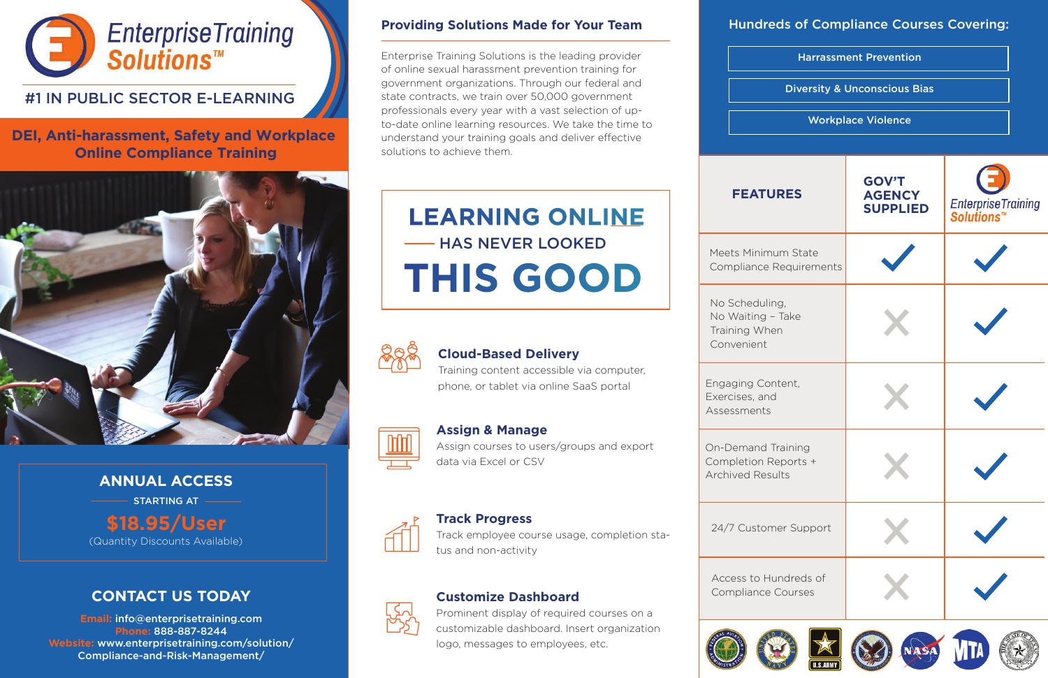# Enterprise Training Solutions™

## #1 IN PUBLIC SECTOR E-LEARNING

## DEI, Anti-harassment, Safety and Workplace Online Compliance Training

### ANNUAL ACCESS

STARTING AT

**$18.95/User**

(Quantity Discounts Available)

### CONTACT US TODAY

Email: info@enterprisetraining.com
Phone: 888-887-8244
Website: www.enterprisetraining.com/solution/Compliance-and-Risk-Management/

## Providing Solutions Made for Your Team

Enterprise Training Solutions is the leading provider of online sexual harassment prevention training for government organizations. Through our federal and state contracts, we train over 50,000 government professionals every year with a vast selection of up-to-date online learning resources. We take the time to understand your training goals and deliver effective solutions to achieve them.

## LEARNING ONLINE HAS NEVER LOOKED THIS GOOD

### Cloud-Based Delivery

Training content accessible via computer, phone, or tablet via online SaaS portal

### Assign & Manage

Assign courses to users/groups and export data via Excel or CSV

### Track Progress

Track employee course usage, completion status and non-activity

### Customize Dashboard

Prominent display of required courses on a customizable dashboard. Insert organization logo, messages to employees, etc.

## Hundreds of Compliance Courses Covering:

- Harrassment Prevention
- Diversity & Unconscious Bias
- Workplace Violence

| FEATURES | GOV'T AGENCY SUPPLIED | Enterprise Training Solutions™ |
|---|---|---|
| Meets Minimum State Compliance Requirements | ✓ | ✓ |
| No Scheduling, No Waiting – Take Training When Convenient | ✗ | ✓ |
| Engaging Content, Exercises, and Assessments | ✗ | ✓ |
| On-Demand Training Completion Reports + Archived Results | ✗ | ✓ |
| 24/7 Customer Support | ✗ | ✓ |
| Access to Hundreds of Compliance Courses | ✗ | ✓ |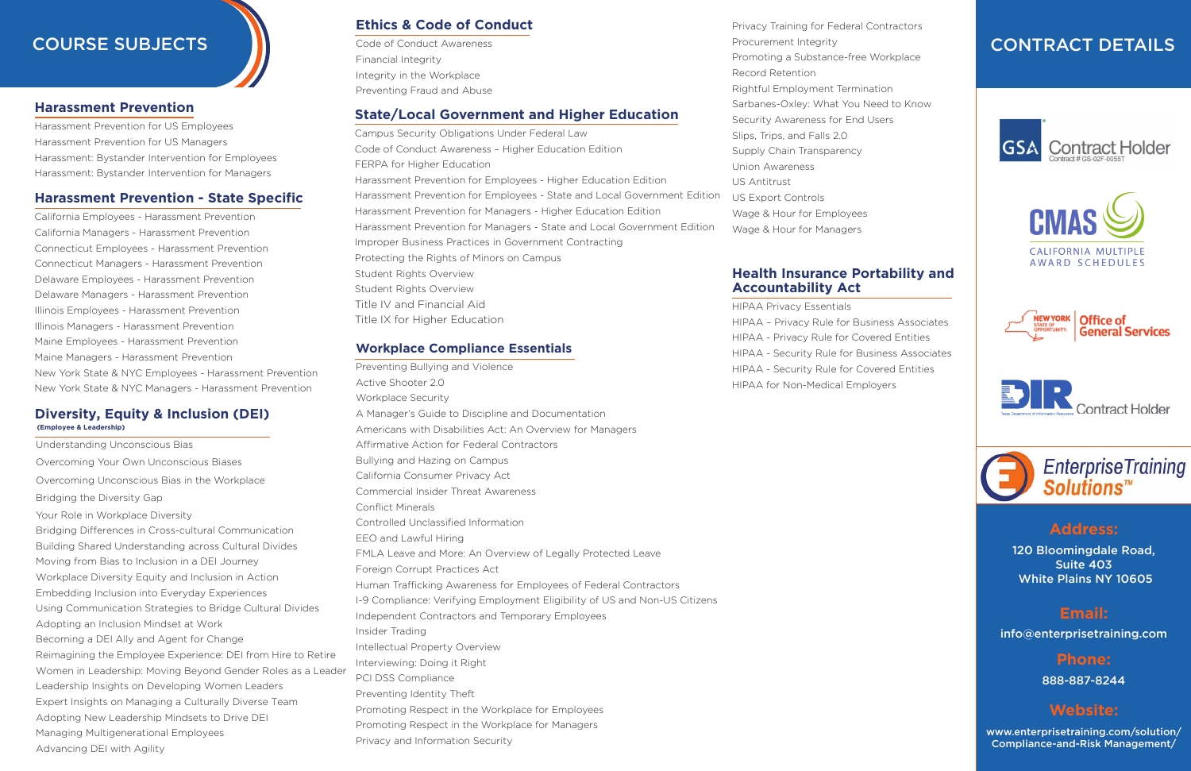# COURSE SUBJECTS

## Harassment Prevention

Harassment Prevention for US Employees
Harassment Prevention for US Managers
Harassment: Bystander Intervention for Employees
Harassment: Bystander Intervention for Managers

## Harassment Prevention - State Specific

California Employees - Harassment Prevention
California Managers - Harassment Prevention
Connecticut Employees - Harassment Prevention
Connecticut Managers - Harassment Prevention
Delaware Employees - Harassment Prevention
Delaware Managers - Harassment Prevention
Illinois Employees - Harassment Prevention
Illinois Managers - Harassment Prevention
Maine Employees - Harassment Prevention
Maine Managers - Harassment Prevention
New York State & NYC Employees - Harassment Prevention
New York State & NYC Managers - Harassment Prevention

## Diversity, Equity & Inclusion (DEI)

**(Employee & Leadership)**

Understanding Unconscious Bias
Overcoming Your Own Unconscious Biases
Overcoming Unconscious Bias in the Workplace
Bridging the Diversity Gap
Your Role in Workplace Diversity
Bridging Differences in Cross-cultural Communication
Building Shared Understanding across Cultural Divides
Moving from Bias to Inclusion in a DEI Journey
Workplace Diversity Equity and Inclusion in Action
Embedding Inclusion into Everyday Experiences
Using Communication Strategies to Bridge Cultural Divides
Adopting an Inclusion Mindset at Work
Becoming a DEI Ally and Agent for Change
Reimagining the Employee Experience: DEI from Hire to Retire
Women in Leadership: Moving Beyond Gender Roles as a Leader
Leadership Insights on Developing Women Leaders
Expert Insights on Managing a Culturally Diverse Team
Adopting New Leadership Mindsets to Drive DEI
Managing Multigenerational Employees
Advancing DEI with Agility

## Ethics & Code of Conduct

Code of Conduct Awareness
Financial Integrity
Integrity in the Workplace
Preventing Fraud and Abuse

## State/Local Government and Higher Education

Campus Security Obligations Under Federal Law
Code of Conduct Awareness – Higher Education Edition
FERPA for Higher Education
Harassment Prevention for Employees - Higher Education Edition
Harassment Prevention for Employees - State and Local Government Edition
Harassment Prevention for Managers - Higher Education Edition
Harassment Prevention for Managers - State and Local Government Edition
Improper Business Practices in Government Contracting
Protecting the Rights of Minors on Campus
Student Rights Overview
Student Rights Overview
Title IV and Financial Aid
Title IX for Higher Education

## Workplace Compliance Essentials

Preventing Bullying and Violence
Active Shooter 2.0
Workplace Security
A Manager's Guide to Discipline and Documentation
Americans with Disabilities Act: An Overview for Managers
Affirmative Action for Federal Contractors
Bullying and Hazing on Campus
California Consumer Privacy Act
Commercial Insider Threat Awareness
Conflict Minerals
Controlled Unclassified Information
EEO and Lawful Hiring
FMLA Leave and More: An Overview of Legally Protected Leave
Foreign Corrupt Practices Act
Human Trafficking Awareness for Employees of Federal Contractors
I-9 Compliance: Verifying Employment Eligibility of US and Non-US Citizens
Independent Contractors and Temporary Employees
Insider Trading
Intellectual Property Overview
Interviewing: Doing it Right
PCI DSS Compliance
Preventing Identity Theft
Promoting Respect in the Workplace for Employees
Promoting Respect in the Workplace for Managers
Privacy and Information Security
Privacy Training for Federal Contractors
Procurement Integrity
Promoting a Substance-free Workplace
Record Retention
Rightful Employment Termination
Sarbanes-Oxley: What You Need to Know
Security Awareness for End Users
Slips, Trips, and Falls 2.0
Supply Chain Transparency
Union Awareness
US Antitrust
US Export Controls
Wage & Hour for Employees
Wage & Hour for Managers

## Health Insurance Portability and Accountability Act

HIPAA Privacy Essentials
HIPAA – Privacy Rule for Business Associates
HIPAA - Privacy Rule for Covered Entities
HIPAA - Security Rule for Business Associates
HIPAA - Security Rule for Covered Entities
HIPAA for Non-Medical Employers

# CONTRACT DETAILS

GSA Contract Holder
Contract # GS-02F-0055T

CMAS
CALIFORNIA MULTIPLE AWARD SCHEDULES

NEW YORK STATE OF OPPORTUNITY. Office of General Services

DIR Contract Holder

EnterpriseTraining Solutions™

**Address:**
120 Bloomingdale Road,
Suite 403
White Plains NY 10605

**Email:**
info@enterprisetraining.com

**Phone:**
888-887-8244

**Website:**
www.enterprisetraining.com/solution/Compliance-and-Risk Management/